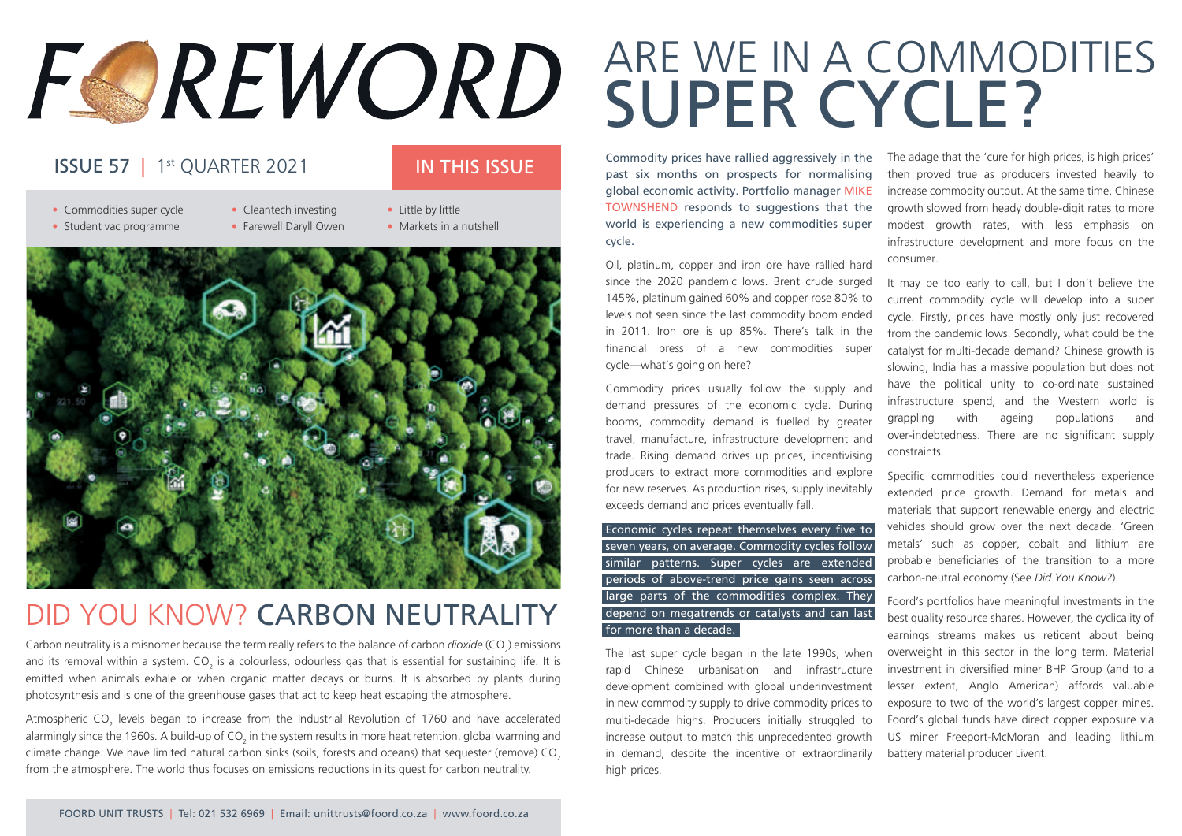# FOREWORD

**ISSUE 57 | 1st QUARTER 2021**

## IN THIS ISSUE

- Commodities super cycle
- Student vac programme
- Cleantech investing
- Farewell Daryll Owen
- Little by little
- Markets in a nutshell

## DID YOU KNOW? CARBON NEUTRALITY

Carbon neutrality is a misnomer because the term really refers to the balance of carbon *dioxide* ($CO_2$) emissions and its removal within a system. $CO_2$ is a colourless, odourless gas that is essential for sustaining life. It is emitted when animals exhale or when organic matter decays or burns. It is absorbed by plants during photosynthesis and is one of the greenhouse gases that act to keep heat escaping the atmosphere.

Atmospheric $CO_2$ levels began to increase from the Industrial Revolution of 1760 and have accelerated alarmingly since the 1960s. A build-up of $CO_2$ in the system results in more heat retention, global warming and climate change. We have limited natural carbon sinks (soils, forests and oceans) that sequester (remove) $CO_2$ from the atmosphere. The world thus focuses on emissions reductions in its quest for carbon neutrality.

# ARE WE IN A COMMODITIES SUPER CYCLE?

Commodity prices have rallied aggressively in the past six months on prospects for normalising global economic activity. Portfolio manager MIKE TOWNSHEND responds to suggestions that the world is experiencing a new commodities super cycle.

Oil, platinum, copper and iron ore have rallied hard since the 2020 pandemic lows. Brent crude surged 145%, platinum gained 60% and copper rose 80% to levels not seen since the last commodity boom ended in 2011. Iron ore is up 85%. There's talk in the financial press of a new commodities super cycle—what's going on here?

Commodity prices usually follow the supply and demand pressures of the economic cycle. During booms, commodity demand is fuelled by greater travel, manufacture, infrastructure development and trade. Rising demand drives up prices, incentivising producers to extract more commodities and explore for new reserves. As production rises, supply inevitably exceeds demand and prices eventually fall.

**Economic cycles repeat themselves every five to seven years, on average. Commodity cycles follow similar patterns. Super cycles are extended periods of above-trend price gains seen across large parts of the commodities complex. They depend on megatrends or catalysts and can last for more than a decade.**

The last super cycle began in the late 1990s, when rapid Chinese urbanisation and infrastructure development combined with global underinvestment in new commodity supply to drive commodity prices to multi-decade highs. Producers initially struggled to increase output to match this unprecedented growth in demand, despite the incentive of extraordinarily high prices.

The adage that the 'cure for high prices, is high prices' then proved true as producers invested heavily to increase commodity output. At the same time, Chinese growth slowed from heady double-digit rates to more modest growth rates, with less emphasis on infrastructure development and more focus on the consumer.

It may be too early to call, but I don't believe the current commodity cycle will develop into a super cycle. Firstly, prices have mostly only just recovered from the pandemic lows. Secondly, what could be the catalyst for multi-decade demand? Chinese growth is slowing, India has a massive population but does not have the political unity to co-ordinate sustained infrastructure spend, and the Western world is grappling with ageing populations and over-indebtedness. There are no significant supply constraints.

Specific commodities could nevertheless experience extended price growth. Demand for metals and materials that support renewable energy and electric vehicles should grow over the next decade. 'Green metals' such as copper, cobalt and lithium are probable beneficiaries of the transition to a more carbon-neutral economy (See *Did You Know?*).

Foord's portfolios have meaningful investments in the best quality resource shares. However, the cyclicality of earnings streams makes us reticent about being overweight in this sector in the long term. Material investment in diversified miner BHP Group (and to a lesser extent, Anglo American) affords valuable exposure to two of the world's largest copper mines. Foord's global funds have direct copper exposure via US miner Freeport-McMoran and leading lithium battery material producer Livent.

FOORD UNIT TRUSTS | Tel: 021 532 6969 | Email: unittrusts@foord.co.za | www.foord.co.za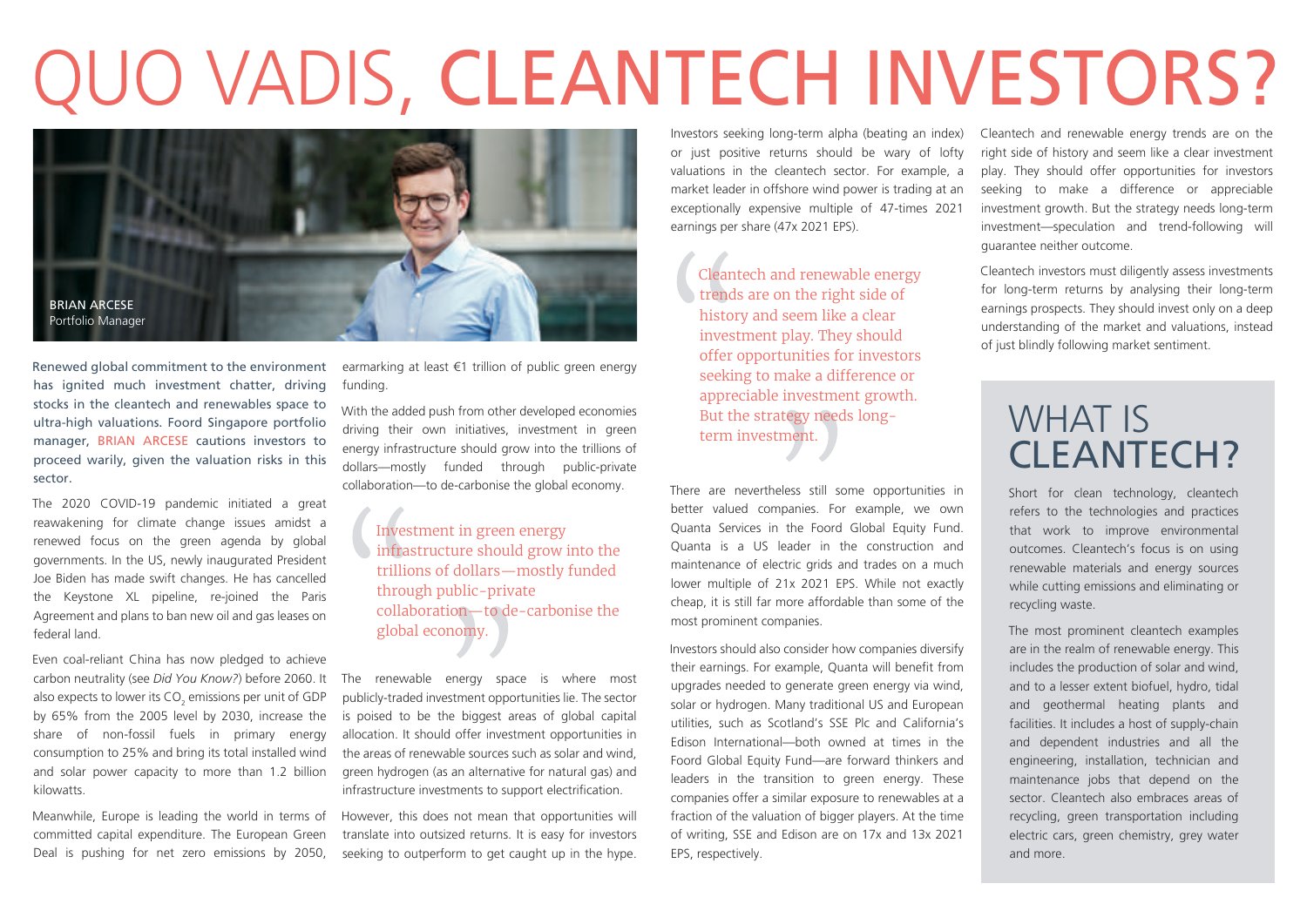# QUO VADIS, CLEANTECH INVESTORS?

BRIAN ARCESE
Portfolio Manager

**Renewed global commitment to the environment has ignited much investment chatter, driving stocks in the cleantech and renewables space to ultra-high valuations. Foord Singapore portfolio manager, BRIAN ARCESE cautions investors to proceed warily, given the valuation risks in this sector.**

The 2020 COVID-19 pandemic initiated a great reawakening for climate change issues amidst a renewed focus on the green agenda by global governments. In the US, newly inaugurated President Joe Biden has made swift changes. He has cancelled the Keystone XL pipeline, re-joined the Paris Agreement and plans to ban new oil and gas leases on federal land.

Even coal-reliant China has now pledged to achieve carbon neutrality (see *Did You Know?*) before 2060. It also expects to lower its $CO_2$ emissions per unit of GDP by 65% from the 2005 level by 2030, increase the share of non-fossil fuels in primary energy consumption to 25% and bring its total installed wind and solar power capacity to more than 1.2 billion kilowatts.

Meanwhile, Europe is leading the world in terms of committed capital expenditure. The European Green Deal is pushing for net zero emissions by 2050, earmarking at least €1 trillion of public green energy funding.

With the added push from other developed economies driving their own initiatives, investment in green energy infrastructure should grow into the trillions of dollars—mostly funded through public-private collaboration—to de-carbonise the global economy.

> Investment in green energy infrastructure should grow into the trillions of dollars—mostly funded through public-private collaboration—to de-carbonise the global economy.

The renewable energy space is where most publicly-traded investment opportunities lie. The sector is poised to be the biggest areas of global capital allocation. It should offer investment opportunities in the areas of renewable sources such as solar and wind, green hydrogen (as an alternative for natural gas) and infrastructure investments to support electrification.

However, this does not mean that opportunities will translate into outsized returns. It is easy for investors seeking to outperform to get caught up in the hype.

Investors seeking long-term alpha (beating an index) or just positive returns should be wary of lofty valuations in the cleantech sector. For example, a market leader in offshore wind power is trading at an exceptionally expensive multiple of 47-times 2021 earnings per share (47x 2021 EPS).

> Cleantech and renewable energy trends are on the right side of history and seem like a clear investment play. They should offer opportunities for investors seeking to make a difference or appreciable investment growth. But the strategy needs long-term investment.

There are nevertheless still some opportunities in better valued companies. For example, we own Quanta Services in the Foord Global Equity Fund. Quanta is a US leader in the construction and maintenance of electric grids and trades on a much lower multiple of 21x 2021 EPS. While not exactly cheap, it is still far more affordable than some of the most prominent companies.

Investors should also consider how companies diversify their earnings. For example, Quanta will benefit from upgrades needed to generate green energy via wind, solar or hydrogen. Many traditional US and European utilities, such as Scotland's SSE Plc and California's Edison International—both owned at times in the Foord Global Equity Fund—are forward thinkers and leaders in the transition to green energy. These companies offer a similar exposure to renewables at a fraction of the valuation of bigger players. At the time of writing, SSE and Edison are on 17x and 13x 2021 EPS, respectively.

Cleantech and renewable energy trends are on the right side of history and seem like a clear investment play. They should offer opportunities for investors seeking to make a difference or appreciable investment growth. But the strategy needs long-term investment—speculation and trend-following will guarantee neither outcome.

Cleantech investors must diligently assess investments for long-term returns by analysing their long-term earnings prospects. They should invest only on a deep understanding of the market and valuations, instead of just blindly following market sentiment.

## WHAT IS CLEANTECH?

Short for clean technology, cleantech refers to the technologies and practices that work to improve environmental outcomes. Cleantech's focus is on using renewable materials and energy sources while cutting emissions and eliminating or recycling waste.

The most prominent cleantech examples are in the realm of renewable energy. This includes the production of solar and wind, and to a lesser extent biofuel, hydro, tidal and geothermal heating plants and facilities. It includes a host of supply-chain and dependent industries and all the engineering, installation, technician and maintenance jobs that depend on the sector. Cleantech also embraces areas of recycling, green transportation including electric cars, green chemistry, grey water and more.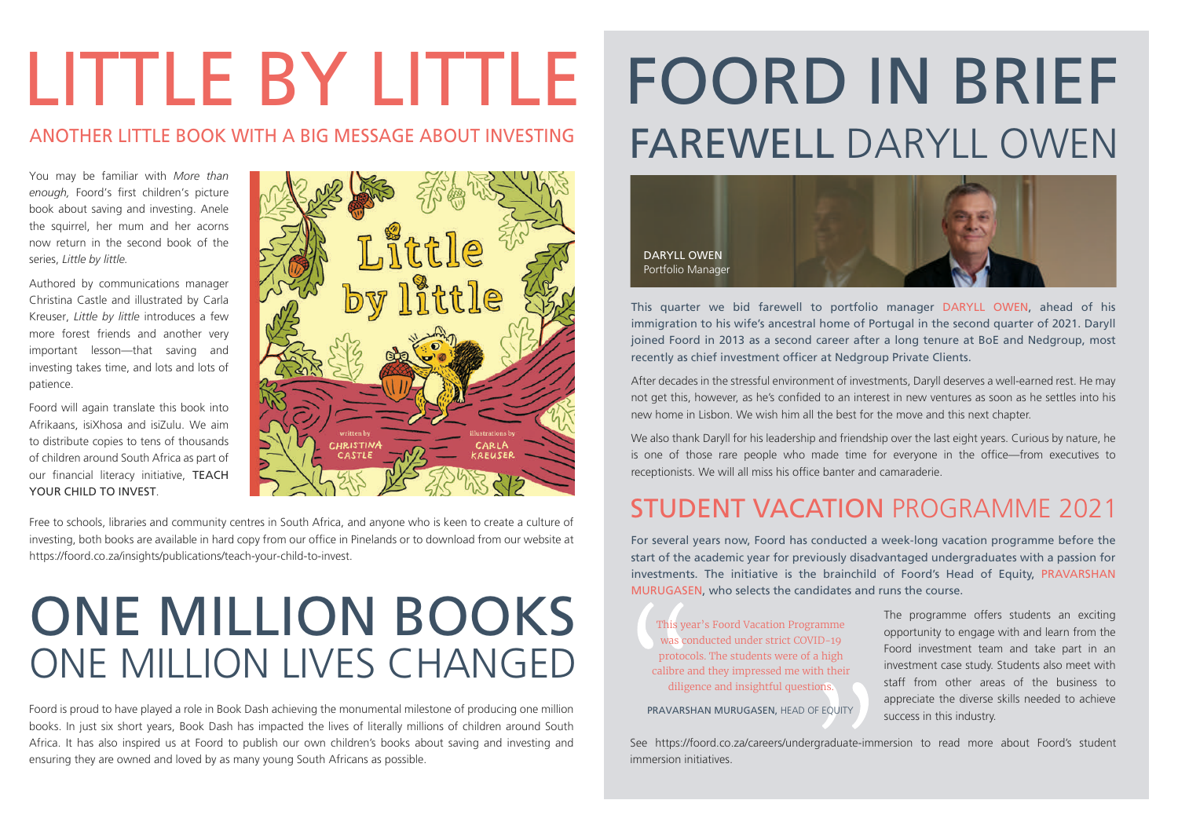# LITTLE BY LITTLE

## ANOTHER LITTLE BOOK WITH A BIG MESSAGE ABOUT INVESTING

You may be familiar with *More than enough,* Foord's first children's picture book about saving and investing. Anele the squirrel, her mum and her acorns now return in the second book of the series, *Little by little*.

Authored by communications manager Christina Castle and illustrated by Carla Kreuser, *Little by little* introduces a few more forest friends and another very important lesson—that saving and investing takes time, and lots and lots of patience.

Foord will again translate this book into Afrikaans, isiXhosa and isiZulu. We aim to distribute copies to tens of thousands of children around South Africa as part of our financial literacy initiative, TEACH YOUR CHILD TO INVEST.

Free to schools, libraries and community centres in South Africa, and anyone who is keen to create a culture of investing, both books are available in hard copy from our office in Pinelands or to download from our website at https://foord.co.za/insights/publications/teach-your-child-to-invest.

# ONE MILLION BOOKS

## ONE MILLION LIVES CHANGED

Foord is proud to have played a role in Book Dash achieving the monumental milestone of producing one million books. In just six short years, Book Dash has impacted the lives of literally millions of children around South Africa. It has also inspired us at Foord to publish our own children's books about saving and investing and ensuring they are owned and loved by as many young South Africans as possible.

# FOORD IN BRIEF

## FAREWELL DARYLL OWEN

DARYLL OWEN
Portfolio Manager

This quarter we bid farewell to portfolio manager DARYLL OWEN, ahead of his immigration to his wife's ancestral home of Portugal in the second quarter of 2021. Daryll joined Foord in 2013 as a second career after a long tenure at BoE and Nedgroup, most recently as chief investment officer at Nedgroup Private Clients.

After decades in the stressful environment of investments, Daryll deserves a well-earned rest. He may not get this, however, as he's confided to an interest in new ventures as soon as he settles into his new home in Lisbon. We wish him all the best for the move and this next chapter.

We also thank Daryll for his leadership and friendship over the last eight years. Curious by nature, he is one of those rare people who made time for everyone in the office—from executives to receptionists. We will all miss his office banter and camaraderie.

## STUDENT VACATION PROGRAMME 2021

For several years now, Foord has conducted a week-long vacation programme before the start of the academic year for previously disadvantaged undergraduates with a passion for investments. The initiative is the brainchild of Foord's Head of Equity, PRAVARSHAN MURUGASEN, who selects the candidates and runs the course.

> "This year's Foord Vacation Programme was conducted under strict COVID-19 protocols. The students were of a high calibre and they impressed me with their diligence and insightful questions."
>
> PRAVARSHAN MURUGASEN, HEAD OF EQUITY

The programme offers students an exciting opportunity to engage with and learn from the Foord investment team and take part in an investment case study. Students also meet with staff from other areas of the business to appreciate the diverse skills needed to achieve success in this industry.

See https://foord.co.za/careers/undergraduate-immersion to read more about Foord's student immersion initiatives.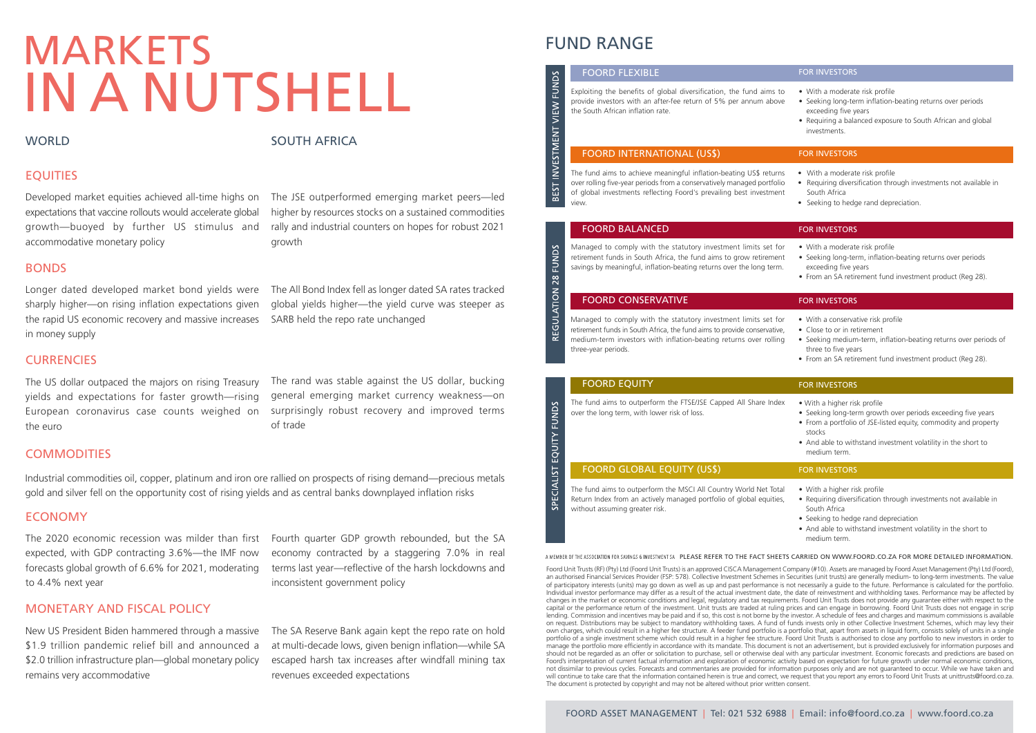# MARKETS IN A NUTSHELL

## EQUITIES

**WORLD**

Developed market equities achieved all-time highs on expectations that vaccine rollouts would accelerate global growth—buoyed by further US stimulus and accommodative monetary policy

**SOUTH AFRICA**

The JSE outperformed emerging market peers—led higher by resources stocks on a sustained commodities rally and industrial counters on hopes for robust 2021 growth

## BONDS

**WORLD**

Longer dated developed market bond yields were sharply higher—on rising inflation expectations given the rapid US economic recovery and massive increases in money supply

**SOUTH AFRICA**

The All Bond Index fell as longer dated SA rates tracked global yields higher—the yield curve was steeper as SARB held the repo rate unchanged

## CURRENCIES

**WORLD**

The US dollar outpaced the majors on rising Treasury yields and expectations for faster growth—rising European coronavirus case counts weighed on the euro

**SOUTH AFRICA**

The rand was stable against the US dollar, bucking general emerging market currency weakness—on surprisingly robust recovery and improved terms of trade

## COMMODITIES

Industrial commodities oil, copper, platinum and iron ore rallied on prospects of rising demand—precious metals gold and silver fell on the opportunity cost of rising yields and as central banks downplayed inflation risks

## ECONOMY

**WORLD**

The 2020 economic recession was milder than first expected, with GDP contracting 3.6%—the IMF now forecasts global growth of 6.6% for 2021, moderating to 4.4% next year

**SOUTH AFRICA**

Fourth quarter GDP growth rebounded, but the SA economy contracted by a staggering 7.0% in real terms last year—reflective of the harsh lockdowns and inconsistent government policy

## MONETARY AND FISCAL POLICY

**WORLD**

New US President Biden hammered through a massive $1.9 trillion pandemic relief bill and announced a $2.0 trillion infrastructure plan—global monetary policy remains very accommodative

**SOUTH AFRICA**

The SA Reserve Bank again kept the repo rate on hold at multi-decade lows, given benign inflation—while SA escaped harsh tax increases after windfall mining tax revenues exceeded expectations

# FUND RANGE

## BEST INVESTMENT VIEW FUNDS

### FOORD FLEXIBLE

Exploiting the benefits of global diversification, the fund aims to provide investors with an after-fee return of 5% per annum above the South African inflation rate.

**FOR INVESTORS**

- With a moderate risk profile
- Seeking long-term inflation-beating returns over periods exceeding five years
- Requiring a balanced exposure to South African and global investments.

### FOORD INTERNATIONAL (US$)

The fund aims to achieve meaningful inflation-beating US$ returns over rolling five-year periods from a conservatively managed portfolio of global investments reflecting Foord's prevailing best investment view.

**FOR INVESTORS**

- With a moderate risk profile
- Requiring diversification through investments not available in South Africa
- Seeking to hedge rand depreciation.

## REGULATION 28 FUNDS

### FOORD BALANCED

Managed to comply with the statutory investment limits set for retirement funds in South Africa, the fund aims to grow retirement savings by meaningful, inflation-beating returns over the long term.

**FOR INVESTORS**

- With a moderate risk profile
- Seeking long-term, inflation-beating returns over periods exceeding five years
- From an SA retirement fund investment product (Reg 28).

### FOORD CONSERVATIVE

Managed to comply with the statutory investment limits set for retirement funds in South Africa, the fund aims to provide conservative, medium-term investors with inflation-beating returns over rolling three-year periods.

**FOR INVESTORS**

- With a conservative risk profile
- Close to or in retirement
- Seeking medium-term, inflation-beating returns over periods of three to five years
- From an SA retirement fund investment product (Reg 28).

## SPECIALIST EQUITY FUNDS

### FOORD EQUITY

The fund aims to outperform the FTSE/JSE Capped All Share Index over the long term, with lower risk of loss.

**FOR INVESTORS**

- With a higher risk profile
- Seeking long-term growth over periods exceeding five years
- From a portfolio of JSE-listed equity, commodity and property stocks
- And able to withstand investment volatility in the short to medium term.

### FOORD GLOBAL EQUITY (US$)

The fund aims to outperform the MSCI All Country World Net Total Return Index from an actively managed portfolio of global equities, without assuming greater risk.

**FOR INVESTORS**

- With a higher risk profile
- Requiring diversification through investments not available in South Africa
- Seeking to hedge rand depreciation
- And able to withstand investment volatility in the short to medium term.

A MEMBER OF THE ASSOCIATION FOR SAVINGS & INVESTMENT SA. PLEASE REFER TO THE FACT SHEETS CARRIED ON WWW.FOORD.CO.ZA FOR MORE DETAILED INFORMATION.

Foord Unit Trusts (RF) (Pty) Ltd (Foord Unit Trusts) is an approved CISCA Management Company (#10). Assets are managed by Foord Asset Management (Pty) Ltd (Foord), an authorised Financial Services Provider (FSP: 578). Collective Investment Schemes in Securities (unit trusts) are generally medium- to long-term investments. The value of participatory interests (units) may go down as well as up and past performance is not necessarily a guide to the future. Performance is calculated for the portfolio. Individual investor performance may differ as a result of the actual investment date, the date of reinvestment and withholding taxes. Performance may be affected by changes in the market or economic conditions and legal, regulatory and tax requirements. Foord Unit Trusts does not provide any guarantee either with respect to the capital or the performance return of the investment. Unit trusts are traded at ruling prices and can engage in borrowing. Foord Unit Trusts does not engage in scrip lending. Commission and incentives may be paid and if so, this cost is not borne by the investor. A schedule of fees and charges and maximum commissions is available on request. Distributions may be subject to mandatory withholding taxes. A fund of funds invests only in other Collective Investment Schemes, which may levy their own charges, which could result in a higher fee structure. A feeder fund portfolio is a portfolio that, apart from assets in liquid form, consists solely of units in a single portfolio of a single investment scheme which could result in a higher fee structure. Foord Unit Trusts is authorised to close any portfolio to new investors in order to manage the portfolio more efficiently in accordance with its mandate. This document is not an advertisement, but is provided exclusively for information purposes and should not be regarded as an offer or solicitation to purchase, sell or otherwise deal with any particular investment. Economic forecasts and predictions are based on Foord's interpretation of current factual information and exploration of economic activity based on expectation for future growth under normal economic conditions, not dissimilar to previous cycles. Forecasts and commentaries are provided for information purposes only and are not guaranteed to occur. While we have taken and will continue to take care that the information contained herein is true and correct, we request that you report any errors to Foord Unit Trusts at unittrusts@foord.co.za. The document is protected by copyright and may not be altered without prior written consent.

FOORD ASSET MANAGEMENT | Tel: 021 532 6988 | Email: info@foord.co.za | www.foord.co.za